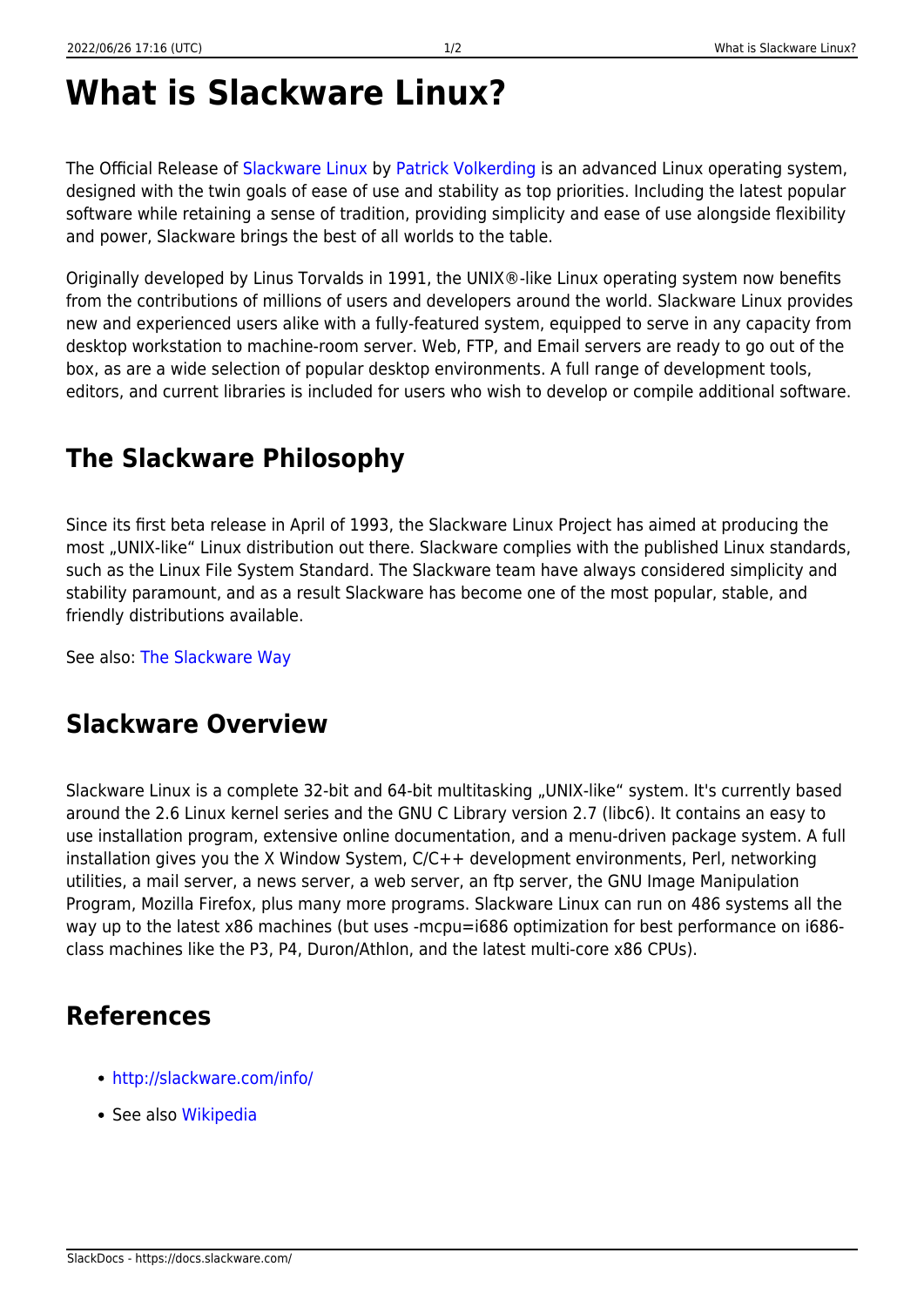# What is Slackware Linux?

The Official Release of Slackware Linux by Patrick Volkerding is an advanced Linux operating system, designed with the twin goals of ease of use and stability as top priorities. Including the latest popular software while retaining a sense of tradition, providing simplicity and ease of use alongside flexibility and power, Slackware brings the best of all worlds to the table.

Originally developed by Linus Torvalds in 1991, the UNIX®-like Linux operating system now benefits from the contributions of millions of users and developers around the world. Slackware Linux provides new and experienced users alike with a fully-featured system, equipped to serve in any capacity from desktop workstation to machine-room server. Web, FTP, and Email servers are ready to go out of the box, as are a wide selection of popular desktop environments. A full range of development tools, editors, and current libraries is included for users who wish to develop or compile additional software.

## The Slackware Philosophy

Since its first beta release in April of 1993, the Slackware Linux Project has aimed at producing the most „UNIX-like“ Linux distribution out there. Slackware complies with the published Linux standards, such as the Linux File System Standard. The Slackware team have always considered simplicity and stability paramount, and as a result Slackware has become one of the most popular, stable, and friendly distributions available.

See also: The Slackware Way

## Slackware Overview

Slackware Linux is a complete 32-bit and 64-bit multitasking „UNIX-like“ system. It's currently based around the 2.6 Linux kernel series and the GNU C Library version 2.7 (libc6). It contains an easy to use installation program, extensive online documentation, and a menu-driven package system. A full installation gives you the X Window System, C/C++ development environments, Perl, networking utilities, a mail server, a news server, a web server, an ftp server, the GNU Image Manipulation Program, Mozilla Firefox, plus many more programs. Slackware Linux can run on 486 systems all the way up to the latest x86 machines (but uses -mcpu=i686 optimization for best performance on i686-class machines like the P3, P4, Duron/Athlon, and the latest multi-core x86 CPUs).

## References

- http://slackware.com/info/
- See also Wikipedia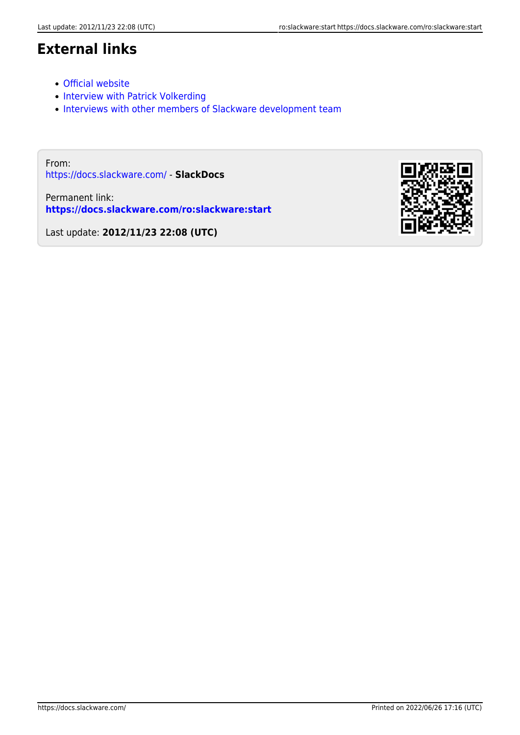## External links

- Official website
- Interview with Patrick Volkerding
- Interviews with other members of Slackware development team

From:
https://docs.slackware.com/ - **SlackDocs**

Permanent link:
**https://docs.slackware.com/ro:slackware:start**

Last update: **2012/11/23 22:08 (UTC)**